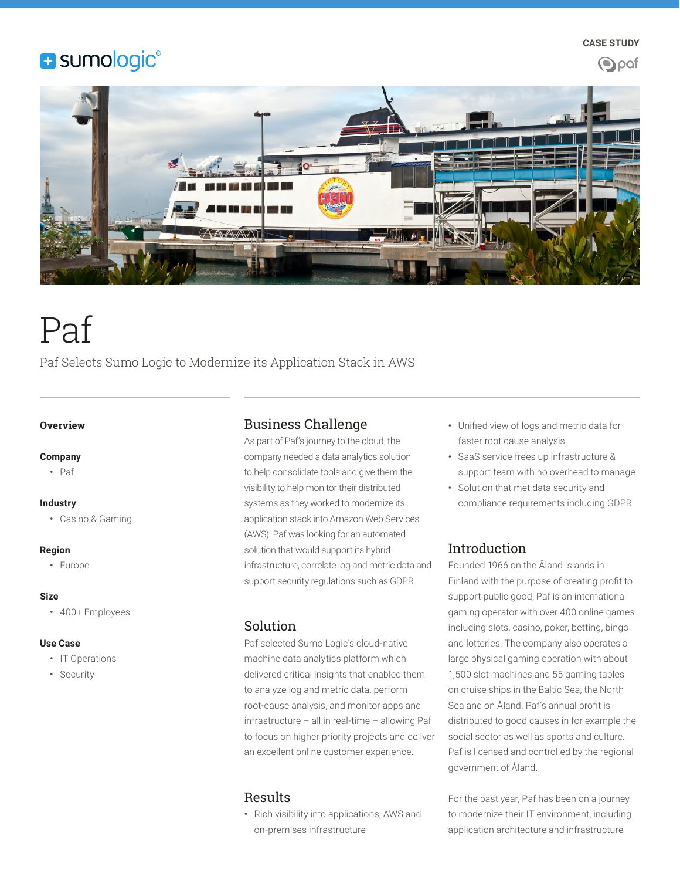CASE STUDY

# Paf

Paf Selects Sumo Logic to Modernize its Application Stack in AWS

**Overview**

**Company**
- Paf

**Industry**
- Casino & Gaming

**Region**
- Europe

**Size**
- 400+ Employees

**Use Case**
- IT Operations
- Security

## Business Challenge

As part of Paf's journey to the cloud, the company needed a data analytics solution to help consolidate tools and give them the visibility to help monitor their distributed systems as they worked to modernize its application stack into Amazon Web Services (AWS). Paf was looking for an automated solution that would support its hybrid infrastructure, correlate log and metric data and support security regulations such as GDPR.

## Solution

Paf selected Sumo Logic's cloud-native machine data analytics platform which delivered critical insights that enabled them to analyze log and metric data, perform root-cause analysis, and monitor apps and infrastructure – all in real-time – allowing Paf to focus on higher priority projects and deliver an excellent online customer experience.

## Results

- Rich visibility into applications, AWS and on-premises infrastructure
- Unified view of logs and metric data for faster root cause analysis
- SaaS service frees up infrastructure & support team with no overhead to manage
- Solution that met data security and compliance requirements including GDPR

## Introduction

Founded 1966 on the Åland islands in Finland with the purpose of creating profit to support public good, Paf is an international gaming operator with over 400 online games including slots, casino, poker, betting, bingo and lotteries. The company also operates a large physical gaming operation with about 1,500 slot machines and 55 gaming tables on cruise ships in the Baltic Sea, the North Sea and on Åland. Paf's annual profit is distributed to good causes in for example the social sector as well as sports and culture. Paf is licensed and controlled by the regional government of Åland.

For the past year, Paf has been on a journey to modernize their IT environment, including application architecture and infrastructure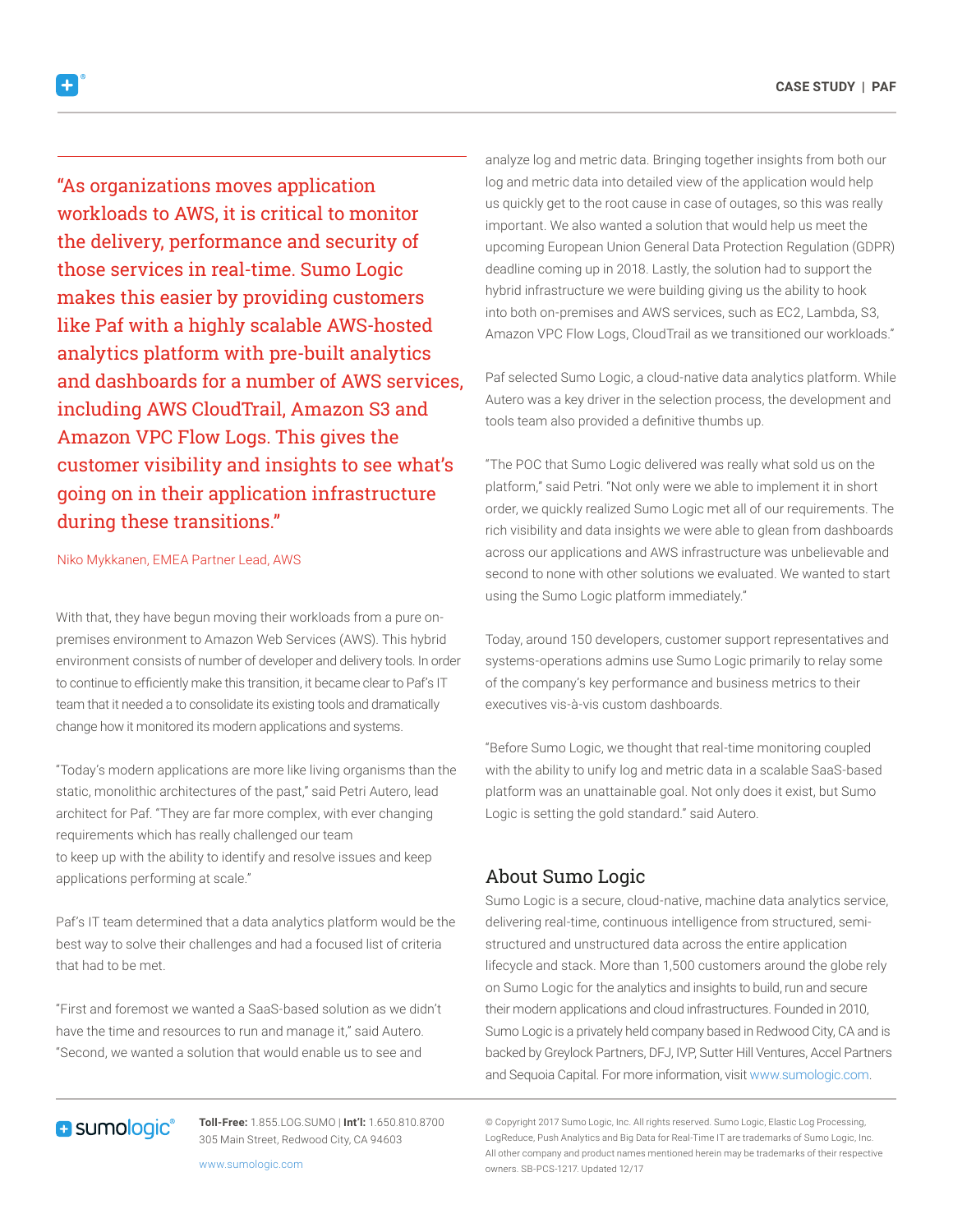"As organizations moves application workloads to AWS, it is critical to monitor the delivery, performance and security of those services in real-time. Sumo Logic makes this easier by providing customers like Paf with a highly scalable AWS-hosted analytics platform with pre-built analytics and dashboards for a number of AWS services, including AWS CloudTrail, Amazon S3 and Amazon VPC Flow Logs. This gives the customer visibility and insights to see what's going on in their application infrastructure during these transitions."

Niko Mykkanen, EMEA Partner Lead, AWS

With that, they have begun moving their workloads from a pure on-premises environment to Amazon Web Services (AWS). This hybrid environment consists of number of developer and delivery tools. In order to continue to efficiently make this transition, it became clear to Paf's IT team that it needed a to consolidate its existing tools and dramatically change how it monitored its modern applications and systems.

"Today's modern applications are more like living organisms than the static, monolithic architectures of the past," said Petri Autero, lead architect for Paf. "They are far more complex, with ever changing requirements which has really challenged our team to keep up with the ability to identify and resolve issues and keep applications performing at scale."

Paf's IT team determined that a data analytics platform would be the best way to solve their challenges and had a focused list of criteria that had to be met.

"First and foremost we wanted a SaaS-based solution as we didn't have the time and resources to run and manage it," said Autero. "Second, we wanted a solution that would enable us to see and analyze log and metric data. Bringing together insights from both our log and metric data into detailed view of the application would help us quickly get to the root cause in case of outages, so this was really important. We also wanted a solution that would help us meet the upcoming European Union General Data Protection Regulation (GDPR) deadline coming up in 2018. Lastly, the solution had to support the hybrid infrastructure we were building giving us the ability to hook into both on-premises and AWS services, such as EC2, Lambda, S3, Amazon VPC Flow Logs, CloudTrail as we transitioned our workloads."

Paf selected Sumo Logic, a cloud-native data analytics platform. While Autero was a key driver in the selection process, the development and tools team also provided a definitive thumbs up.

"The POC that Sumo Logic delivered was really what sold us on the platform," said Petri. "Not only were we able to implement it in short order, we quickly realized Sumo Logic met all of our requirements. The rich visibility and data insights we were able to glean from dashboards across our applications and AWS infrastructure was unbelievable and second to none with other solutions we evaluated. We wanted to start using the Sumo Logic platform immediately."

Today, around 150 developers, customer support representatives and systems-operations admins use Sumo Logic primarily to relay some of the company's key performance and business metrics to their executives vis-à-vis custom dashboards.

"Before Sumo Logic, we thought that real-time monitoring coupled with the ability to unify log and metric data in a scalable SaaS-based platform was an unattainable goal. Not only does it exist, but Sumo Logic is setting the gold standard." said Autero.

## About Sumo Logic

Sumo Logic is a secure, cloud-native, machine data analytics service, delivering real-time, continuous intelligence from structured, semi-structured and unstructured data across the entire application lifecycle and stack. More than 1,500 customers around the globe rely on Sumo Logic for the analytics and insights to build, run and secure their modern applications and cloud infrastructures. Founded in 2010, Sumo Logic is a privately held company based in Redwood City, CA and is backed by Greylock Partners, DFJ, IVP, Sutter Hill Ventures, Accel Partners and Sequoia Capital. For more information, visit www.sumologic.com.

sumologic

**Toll-Free:** 1.855.LOG.SUMO | **Int'l:** 1.650.810.8700
305 Main Street, Redwood City, CA 94603

www.sumologic.com

© Copyright 2017 Sumo Logic, Inc. All rights reserved. Sumo Logic, Elastic Log Processing, LogReduce, Push Analytics and Big Data for Real-Time IT are trademarks of Sumo Logic, Inc. All other company and product names mentioned herein may be trademarks of their respective owners. SB-PCS-1217. Updated 12/17